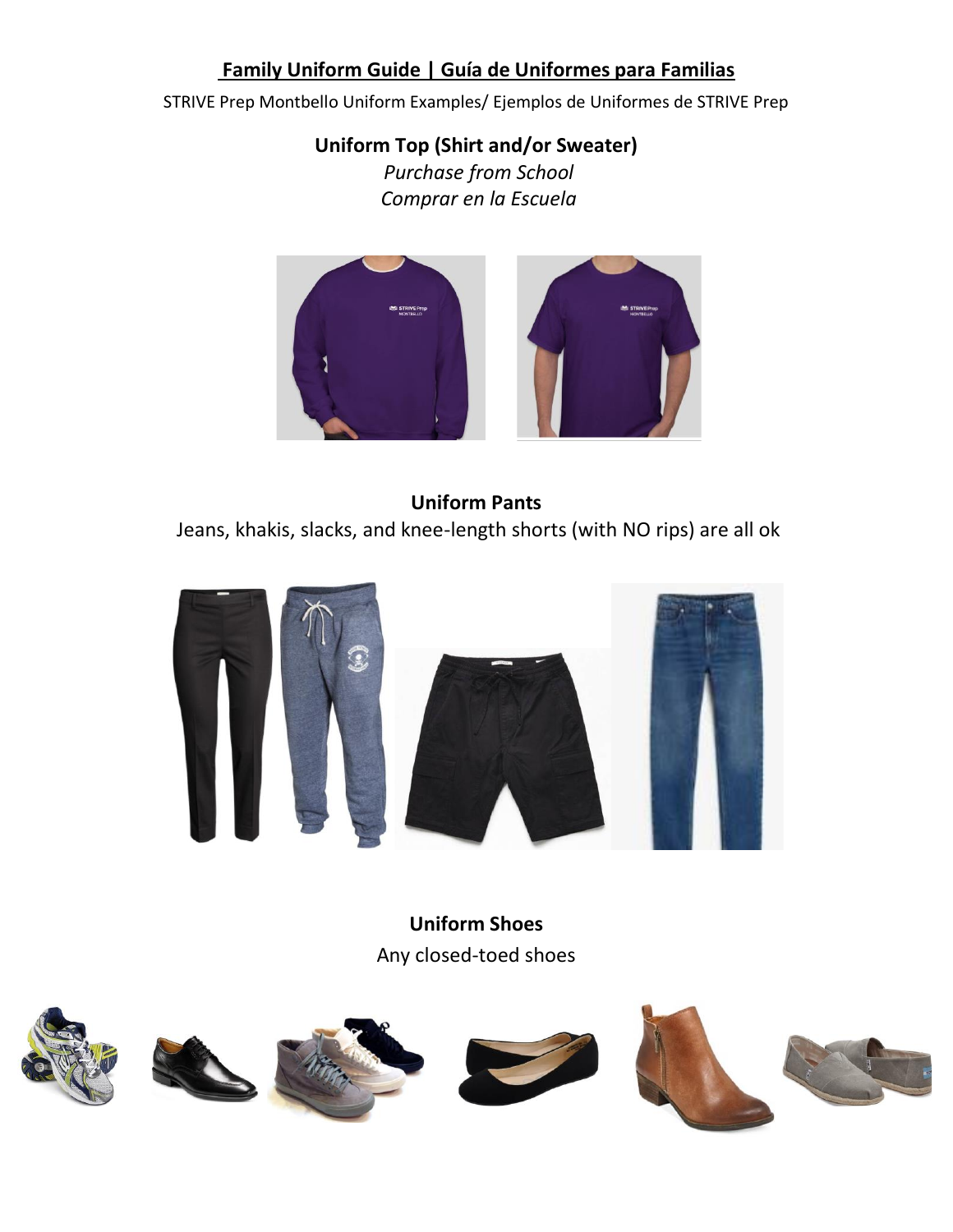# Family Uniform Guide | Guía de Uniformes para Familias

STRIVE Prep Montbello Uniform Examples/ Ejemplos de Uniformes de STRIVE Prep

## Uniform Top (Shirt and/or Sweater)

*Purchase from School*

*Comprar en la Escuela*

## Uniform Pants

Jeans, khakis, slacks, and knee-length shorts (with NO rips) are all ok

## Uniform Shoes

Any closed-toed shoes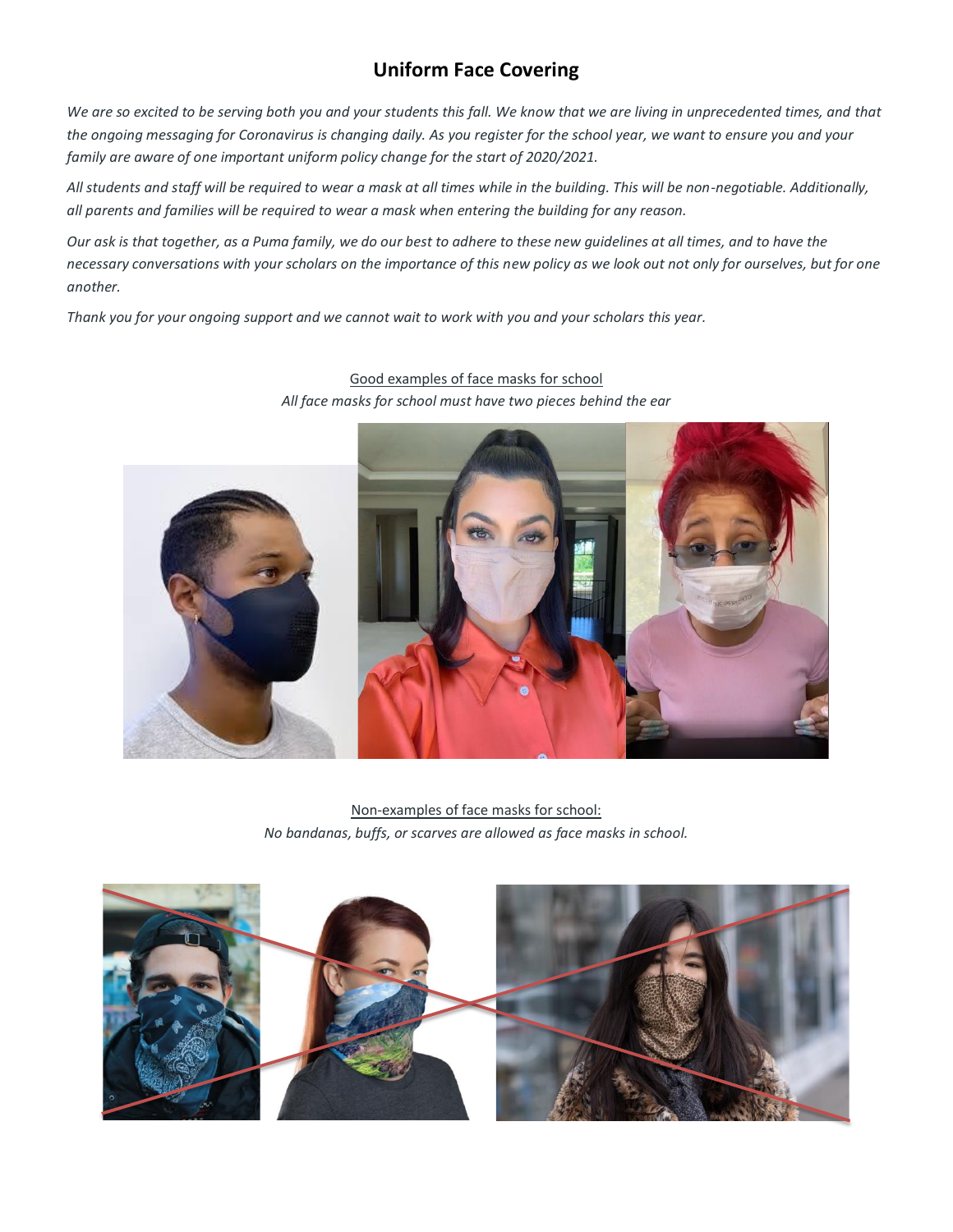# Uniform Face Covering

*We are so excited to be serving both you and your students this fall. We know that we are living in unprecedented times, and that the ongoing messaging for Coronavirus is changing daily. As you register for the school year, we want to ensure you and your family are aware of one important uniform policy change for the start of 2020/2021.*

*All students and staff will be required to wear a mask at all times while in the building. This will be non-negotiable. Additionally, all parents and families will be required to wear a mask when entering the building for any reason.*

*Our ask is that together, as a Puma family, we do our best to adhere to these new guidelines at all times, and to have the necessary conversations with your scholars on the importance of this new policy as we look out not only for ourselves, but for one another.*

*Thank you for your ongoing support and we cannot wait to work with you and your scholars this year.*

<u>Good examples of face masks for school</u>

*All face masks for school must have two pieces behind the ear*

<u>Non-examples of face masks for school:</u>

*No bandanas, buffs, or scarves are allowed as face masks in school.*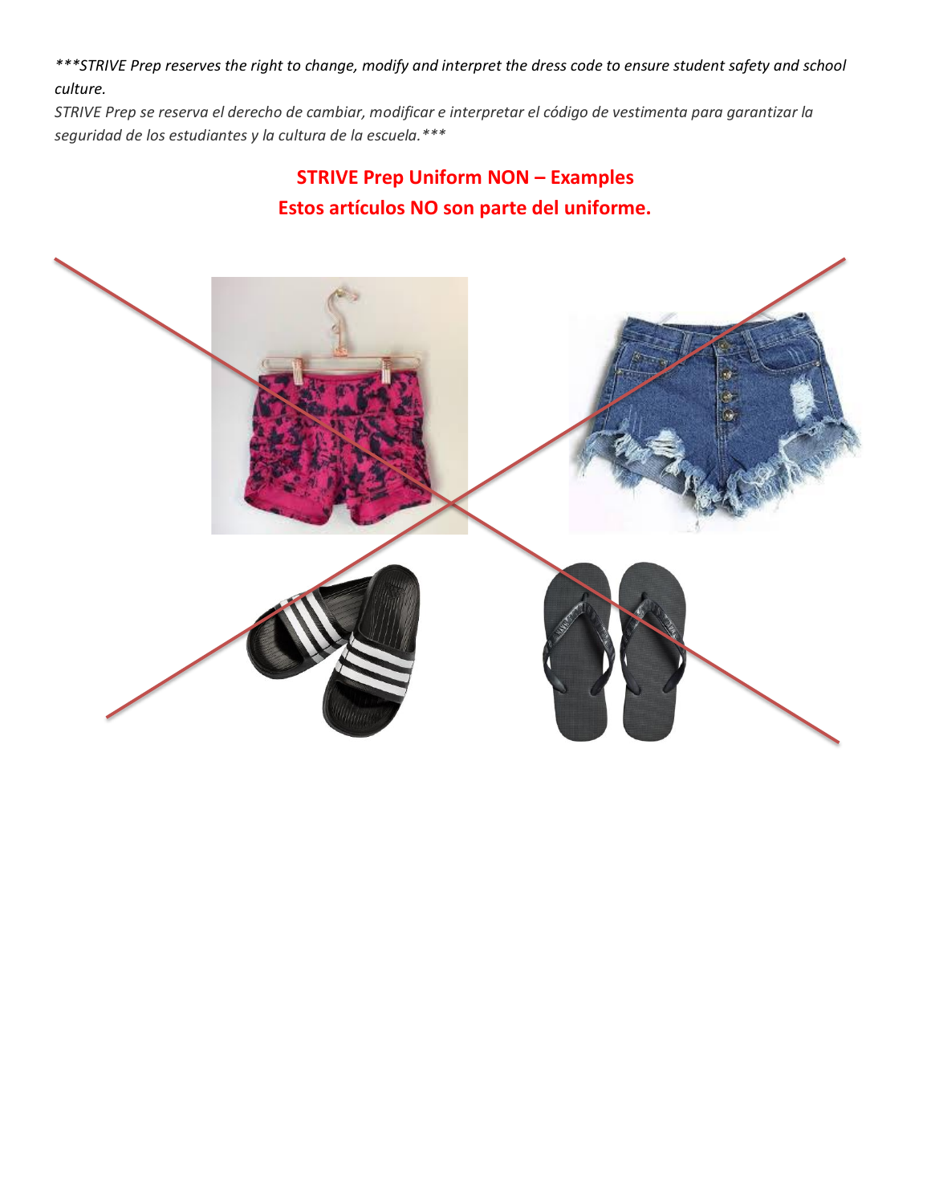*\*\*\*STRIVE Prep reserves the right to change, modify and interpret the dress code to ensure student safety and school culture.*

*STRIVE Prep se reserva el derecho de cambiar, modificar e interpretar el código de vestimenta para garantizar la seguridad de los estudiantes y la cultura de la escuela.\*\*\**

## STRIVE Prep Uniform NON – Examples

## Estos artículos NO son parte del uniforme.